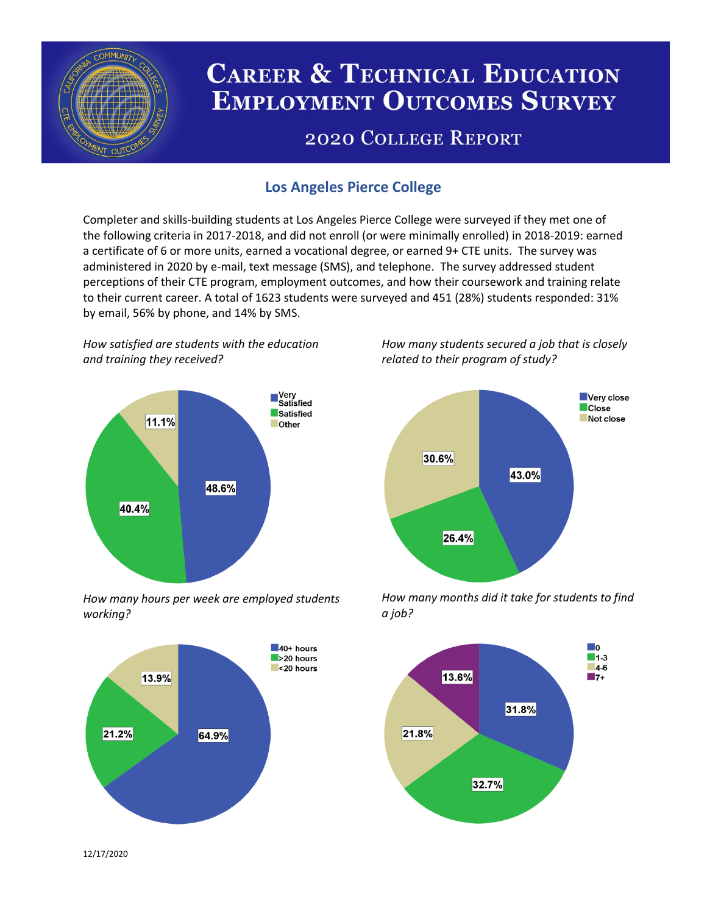# Career & Technical Education Employment Outcomes Survey

## 2020 College Report

### Los Angeles Pierce College

Completer and skills-building students at Los Angeles Pierce College were surveyed if they met one of the following criteria in 2017-2018, and did not enroll (or were minimally enrolled) in 2018-2019: earned a certificate of 6 or more units, earned a vocational degree, or earned 9+ CTE units. The survey was administered in 2020 by e-mail, text message (SMS), and telephone. The survey addressed student perceptions of their CTE program, employment outcomes, and how their coursework and training relate to their current career. A total of 1623 students were surveyed and 451 (28%) students responded: 31% by email, 56% by phone, and 14% by SMS.

*How satisfied are students with the education and training they received?*

| Response | Percent |
| --- | --- |
| Very Satisfied | 48.6% |
| Satisfied | 40.4% |
| Other | 11.1% |

*How many students secured a job that is closely related to their program of study?*

| Response | Percent |
| --- | --- |
| Very close | 43.0% |
| Close | 26.4% |
| Not close | 30.6% |

*How many hours per week are employed students working?*

| Response | Percent |
| --- | --- |
| 40+ hours | 64.9% |
| >20 hours | 21.2% |
| <20 hours | 13.9% |

*How many months did it take for students to find a job?*

| Response | Percent |
| --- | --- |
| 0 | 31.8% |
| 1-3 | 32.7% |
| 4-6 | 21.8% |
| 7+ | 13.6% |

12/17/2020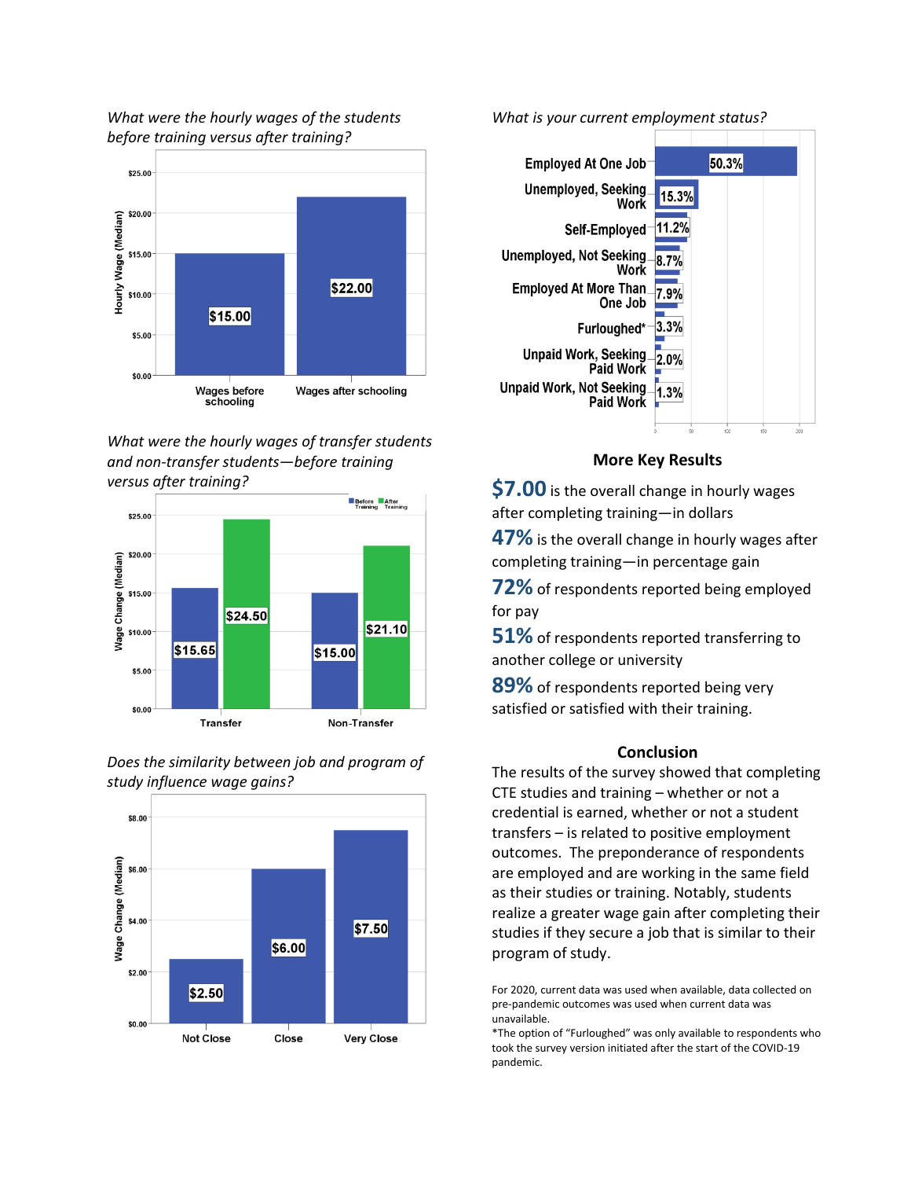*What were the hourly wages of the students before training versus after training?*

Hourly Wage (Median)

$25.00
$20.00
$15.00
$10.00
$5.00
$0.00

$15.00
$22.00

Wages before schooling
Wages after schooling

*What were the hourly wages of transfer students and non-transfer students—before training versus after training?*

Before Training
After Training

Wage Change (Median)

$25.00
$20.00
$15.00
$10.00
$5.00
$0.00

$15.65
$24.50
$15.00
$21.10

Transfer
Non-Transfer

*Does the similarity between job and program of study influence wage gains?*

Wage Change (Median)

$8.00
$6.00
$4.00
$2.00
$0.00

$2.50
$6.00
$7.50

Not Close
Close
Very Close

*What is your current employment status?*

Employed At One Job 50.3%
Unemployed, Seeking Work 15.3%
Self-Employed 11.2%
Unemployed, Not Seeking Work 8.7%
Employed At More Than One Job 7.9%
Furloughed* 3.3%
Unpaid Work, Seeking Paid Work 2.0%
Unpaid Work, Not Seeking Paid Work 1.3%

0 50 100 150 200

## More Key Results

**$7.00** is the overall change in hourly wages after completing training—in dollars

**47%** is the overall change in hourly wages after completing training—in percentage gain

**72%** of respondents reported being employed for pay

**51%** of respondents reported transferring to another college or university

**89%** of respondents reported being very satisfied or satisfied with their training.

## Conclusion

The results of the survey showed that completing CTE studies and training – whether or not a credential is earned, whether or not a student transfers – is related to positive employment outcomes. The preponderance of respondents are employed and are working in the same field as their studies or training. Notably, students realize a greater wage gain after completing their studies if they secure a job that is similar to their program of study.

For 2020, current data was used when available, data collected on pre-pandemic outcomes was used when current data was unavailable.
*The option of "Furloughed" was only available to respondents who took the survey version initiated after the start of the COVID-19 pandemic.